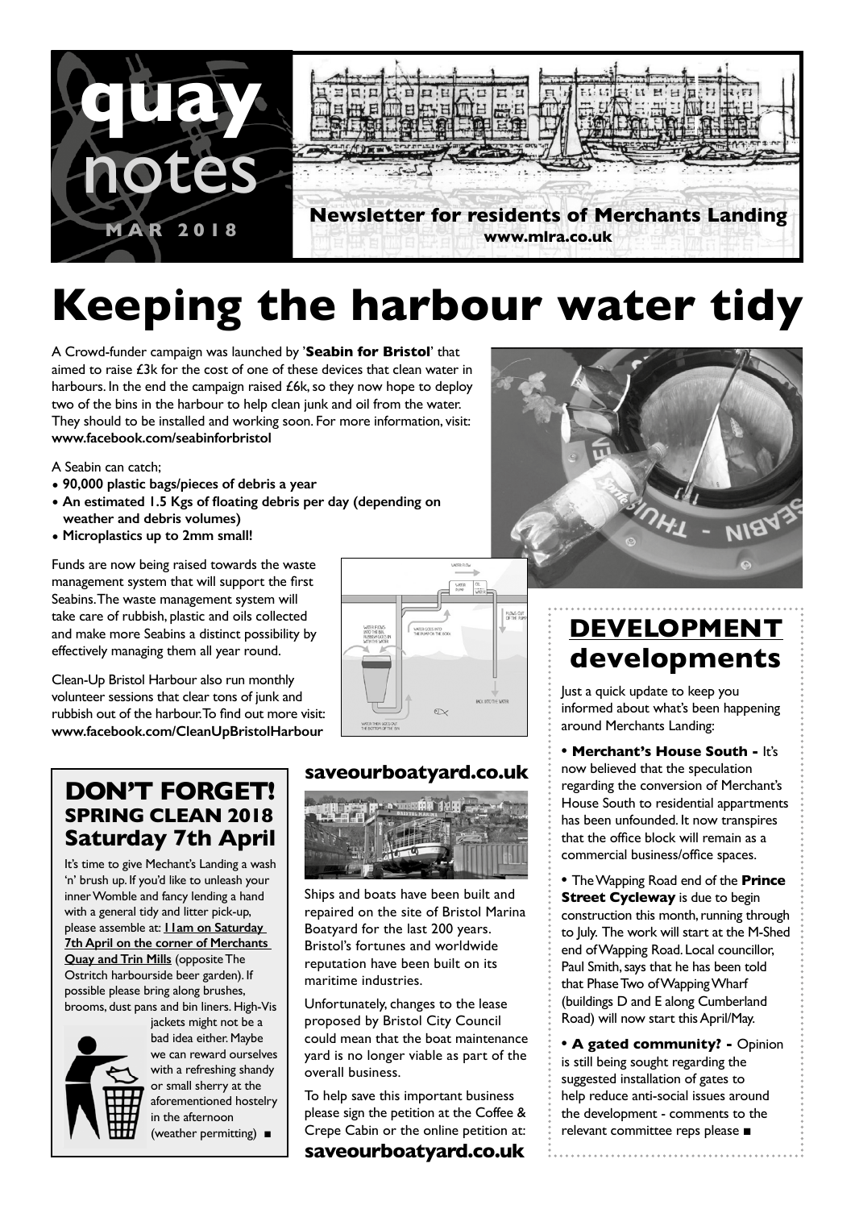# quay notes

MAR 2018

**Newsletter for residents of Merchants Landing**
**www.mlra.co.uk**

# Keeping the harbour water tidy

A Crowd-funder campaign was launched by '**Seabin for Bristol**' that aimed to raise £3k for the cost of one of these devices that clean water in harbours. In the end the campaign raised £6k, so they now hope to deploy two of the bins in the harbour to help clean junk and oil from the water. They should to be installed and working soon. For more information, visit: **www.facebook.com/seabinforbristol**

A Seabin can catch;

- **90,000 plastic bags/pieces of debris a year**
- **An estimated 1.5 Kgs of floating debris per day (depending on weather and debris volumes)**
- **Microplastics up to 2mm small!**

Funds are now being raised towards the waste management system that will support the first Seabins. The waste management system will take care of rubbish, plastic and oils collected and make more Seabins a distinct possibility by effectively managing them all year round.

Clean-Up Bristol Harbour also run monthly volunteer sessions that clear tons of junk and rubbish out of the harbour. To find out more visit: **www.facebook.com/CleanUpBristolHarbour**

## DON'T FORGET! SPRING CLEAN 2018 Saturday 7th April

It's time to give Mechant's Landing a wash 'n' brush up. If you'd like to unleash your inner Womble and fancy lending a hand with a general tidy and litter pick-up, please assemble at: **11am on Saturday 7th April on the corner of Merchants Quay and Trin Mills** (opposite The Ostritch harbourside beer garden). If possible please bring along brushes, brooms, dust pans and bin liners. High-Vis jackets might not be a bad idea either. Maybe we can reward ourselves with a refreshing shandy or small sherry at the aforementioned hostelry in the afternoon (weather permitting) ■

## saveourboatyard.co.uk

Ships and boats have been built and repaired on the site of Bristol Marina Boatyard for the last 200 years. Bristol's fortunes and worldwide reputation have been built on its maritime industries.

Unfortunately, changes to the lease proposed by Bristol City Council could mean that the boat maintenance yard is no longer viable as part of the overall business.

To help save this important business please sign the petition at the Coffee & Crepe Cabin or the online petition at: **saveourboatyard.co.uk**

## DEVELOPMENT developments

Just a quick update to keep you informed about what's been happening around Merchants Landing:

• **Merchant's House South -** It's now believed that the speculation regarding the conversion of Merchant's House South to residential appartments has been unfounded. It now transpires that the office block will remain as a commercial business/office spaces.

• The Wapping Road end of the **Prince Street Cycleway** is due to begin construction this month, running through to July. The work will start at the M-Shed end of Wapping Road. Local councillor, Paul Smith, says that he has been told that Phase Two of Wapping Wharf (buildings D and E along Cumberland Road) will now start this April/May.

• **A gated community? -** Opinion is still being sought regarding the suggested installation of gates to help reduce anti-social issues around the development - comments to the relevant committee reps please ■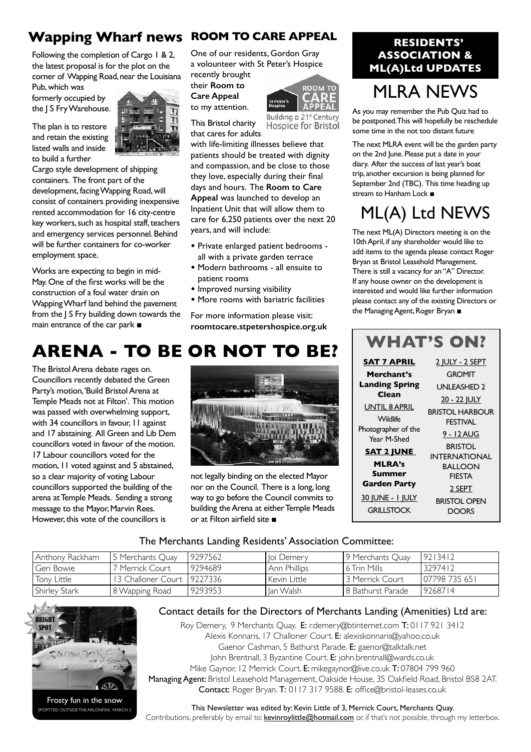## Wapping Wharf news

Following the completion of Cargo 1 & 2, the latest proposal is for the plot on the corner of Wapping Road, near the Louisiana Pub, which was formerly occupied by the J S Fry Warehouse.

The plan is to restore and retain the existing listed walls and inside to build a further Cargo style development of shipping containers. The front part of the development, facing Wapping Road, will consist of containers providing inexpensive rented accommodation for 16 city-centre key workers, such as hospital staff, teachers and emergency services personnel. Behind will be further containers for co-worker employment space.

Works are expecting to begin in mid-May. One of the first works will be the construction of a foul water drain on Wapping Wharf land behind the pavement from the J S Fry building down towards the main entrance of the car park ■

## ROOM TO CARE APPEAL

One of our residents, Gordon Gray a volounteer with St Peter's Hospice recently brought their **Room to Care Appeal** to my attention.

This Bristol charity that cares for adults with life-limiting illnesses believe that patients should be treated with dignity and compassion, and be close to those they love, especially during their final days and hours. The **Room to Care Appeal** was launched to develop an Inpatient Unit that will allow them to care for 6,250 patients over the next 20 years, and will include:

- Private enlarged patient bedrooms - all with a private garden terrace
- Modern bathrooms - all ensuite to patient rooms
- Improved nursing visibility
- More rooms with bariatric facilities

For more information please visit: **roomtocare.stpetershospice.org.uk**

## RESIDENTS' ASSOCIATION & ML(A)Ltd UPDATES

### MLRA NEWS

As you may remember the Pub Quiz had to be postponed. This will hopefully be reschedule some time in the not too distant future

The next MLRA event will be the garden party on the 2nd June. Please put a date in your diary. After the success of last year's boat trip, another excursion is being planned for September 2nd (TBC). This time heading up stream to Hanham Lock ■

### ML(A) Ltd NEWS

The next ML(A) Directors meeting is on the 10th April, if any shareholder would like to add items to the agenda please contact Roger Bryan at Bristol Leasehold Management. There is still a vacancy for an "A" Director. If any house owner on the development is interested and would like further information please contact any of the existing Directors or the Managing Agent, Roger Bryan ■

# ARENA - TO BE OR NOT TO BE?

The Bristol Arena debate rages on. Councillors recently debated the Green Party's motion, 'Build Bristol Arena at Temple Meads not at Filton'. This motion was passed with overwhelming support, with 34 councillors in favour, 11 against and 17 abstaining. All Green and Lib Dem councillors voted in favour of the motion. 17 Labour councillors voted for the motion, 11 voted against and 5 abstained, so a clear majority of voting Labour councillors supported the building of the arena at Temple Meads. Sending a strong message to the Mayor, Marvin Rees. However, this vote of the councillors is not legally binding on the elected Mayor nor on the Council. There is a long, long way to go before the Council commits to building the Arena at either Temple Meads or at Filton airfield site ■

## WHAT'S ON?

**SAT 7 APRIL**
**Merchant's Landing Spring Clean**

UNTIL 8 APRIL
Wildlife Photographer of the Year M-Shed

**SAT 2 JUNE**
**MLRA's Summer Garden Party**

30 JUNE - 1 JULY
GRILLSTOCK

2 JULY - 2 SEPT
GROMIT UNLEASHED 2

20 - 22 JULY
BRISTOL HARBOUR FESTIVAL

9 - 12 AUG
BRISTOL INTERNATIONAL BALLOON FIESTA

2 SEPT
BRISTOL OPEN DOORS

### The Merchants Landing Residents' Association Committee:

| | | | | | |
|---|---|---|---|---|---|
| Anthony Rackham | 5 Merchants Quay | 9297562 | Joi Demery | 9 Merchants Quay | 9213412 |
| Geri Bowie | 7 Merrick Court | 9294689 | Ann Phillips | 6 Trin Mills | 3297412 |
| Tony Little | 13 Challoner Court | 9227336 | Kevin Little | 3 Merrick Court | 07798 735 651 |
| Shirley Stark | 8 Wapping Road | 9293953 | Jan Walsh | 8 Bathurst Parade | 9268714 |

BRIGHT SPOT

Frosty fun in the snow
SPOTTED OUTSIDE THE ARLONFINI, MARCH 2

### Contact details for the Directors of Merchants Landing (Amenities) Ltd are:

Roy Demery, 9 Merchants Quay. **E:** r.demery@btinternet.com **T:** 0117 921 3412
Alexis Konnaris, 17 Challoner Court. **E:** alexiskonnaris@yahoo.co.uk
Gaenor Cashman, 5 Bathurst Parade. **E:** gaenor@talktalk.net
John Brentnall, 3 Byzantine Court. **E:** john.brentnall@wards.co.uk
Mike Gaynor, 12 Merrick Court. **E:** mikegaynor@live.co.uk **T:** 07804 799 960
**Managing Agent:** Bristol Leasehold Management, Oakside House, 35 Oakfield Road, Bristol BS8 2AT.
**Contact:** Roger Bryan. **T:** 0117 317 9588. **E:** office@bristol-leases.co.uk

This Newsletter was edited by: Kevin Little of 3, Merrick Court, Merchants Quay.
Contributions, preferably by email to: kevinroylittle@hotmail.com or, if that's not possible, through my letterbox.